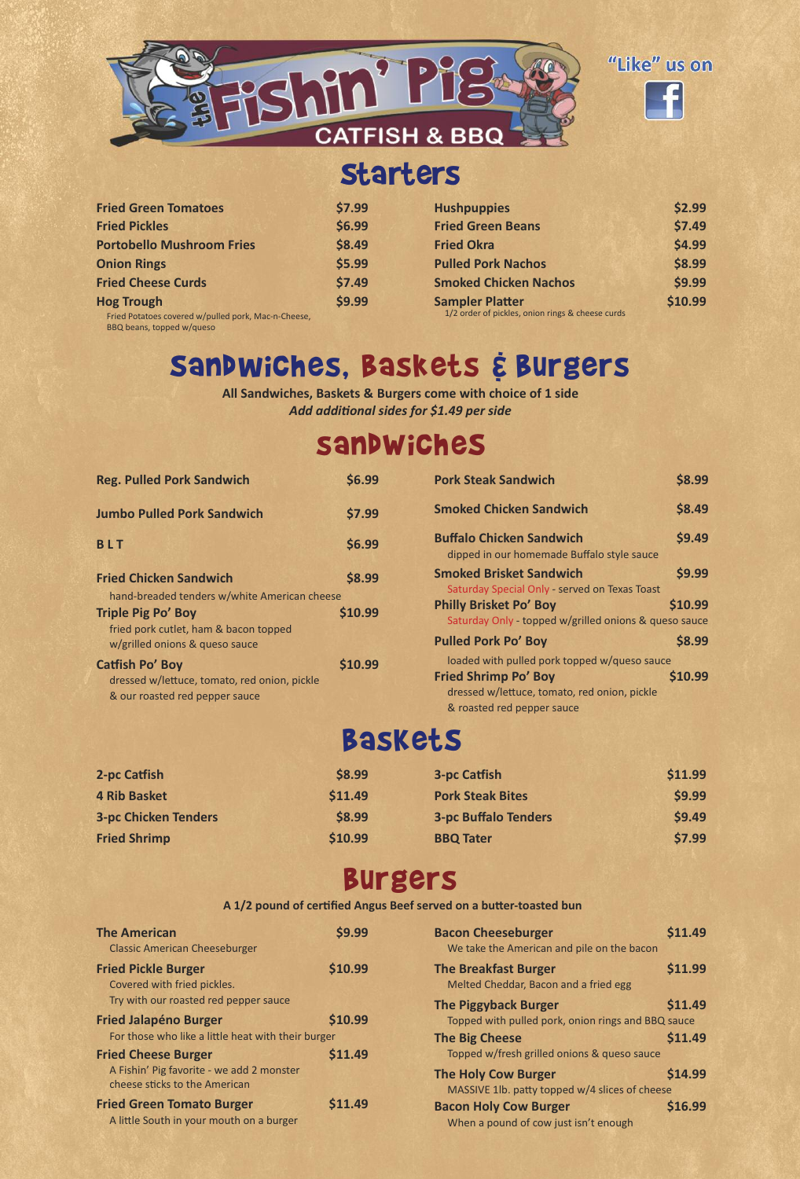# the Fishin' Pig

CATFISH & BBQ

"Like" us on Facebook

## Starters

**Fried Green Tomatoes** $7.99

**Fried Pickles** $6.99

**Portobello Mushroom Fries** $8.49

**Onion Rings** $5.99

**Fried Cheese Curds** $7.49

**Hog Trough** $9.99
Fried Potatoes covered w/pulled pork, Mac-n-Cheese, BBQ beans, topped w/queso

**Hushpuppies** $2.99

**Fried Green Beans** $7.49

**Fried Okra** $4.99

**Pulled Pork Nachos** $8.99

**Smoked Chicken Nachos** $9.99

**Sampler Platter** $10.99
1/2 order of pickles, onion rings & cheese curds

## Sandwiches, Baskets & Burgers

**All Sandwiches, Baskets & Burgers come with choice of 1 side**
***Add additional sides for $1.49 per side***

### Sandwiches

**Reg. Pulled Pork Sandwich** $6.99

**Jumbo Pulled Pork Sandwich** $7.99

**B L T** $6.99

**Fried Chicken Sandwich** $8.99
hand-breaded tenders w/white American cheese

**Triple Pig Po' Boy** $10.99
fried pork cutlet, ham & bacon topped w/grilled onions & queso sauce

**Catfish Po' Boy** $10.99
dressed w/lettuce, tomato, red onion, pickle & our roasted red pepper sauce

**Pork Steak Sandwich** $8.99

**Smoked Chicken Sandwich** $8.49

**Buffalo Chicken Sandwich** $9.49
dipped in our homemade Buffalo style sauce

**Smoked Brisket Sandwich** $9.99
Saturday Special Only - served on Texas Toast

**Philly Brisket Po' Boy** $10.99
Saturday Only - topped w/grilled onions & queso sauce

**Pulled Pork Po' Boy** $8.99
loaded with pulled pork topped w/queso sauce

**Fried Shrimp Po' Boy** $10.99
dressed w/lettuce, tomato, red onion, pickle & roasted red pepper sauce

### Baskets

**2-pc Catfish** $8.99

**4 Rib Basket** $11.49

**3-pc Chicken Tenders** $8.99

**Fried Shrimp** $10.99

**3-pc Catfish** $11.99

**Pork Steak Bites** $9.99

**3-pc Buffalo Tenders** $9.49

**BBQ Tater** $7.99

### Burgers

**A 1/2 pound of certified Angus Beef served on a butter-toasted bun**

**The American** $9.99
Classic American Cheeseburger

**Fried Pickle Burger** $10.99
Covered with fried pickles.
Try with our roasted red pepper sauce

**Fried Jalapéno Burger** $10.99
For those who like a little heat with their burger

**Fried Cheese Burger** $11.49
A Fishin' Pig favorite - we add 2 monster cheese sticks to the American

**Fried Green Tomato Burger** $11.49
A little South in your mouth on a burger

**Bacon Cheeseburger** $11.49
We take the American and pile on the bacon

**The Breakfast Burger** $11.99
Melted Cheddar, Bacon and a fried egg

**The Piggyback Burger** $11.49
Topped with pulled pork, onion rings and BBQ sauce

**The Big Cheese** $11.49
Topped w/fresh grilled onions & queso sauce

**The Holy Cow Burger** $14.99
MASSIVE 1lb. patty topped w/4 slices of cheese

**Bacon Holy Cow Burger** $16.99
When a pound of cow just isn't enough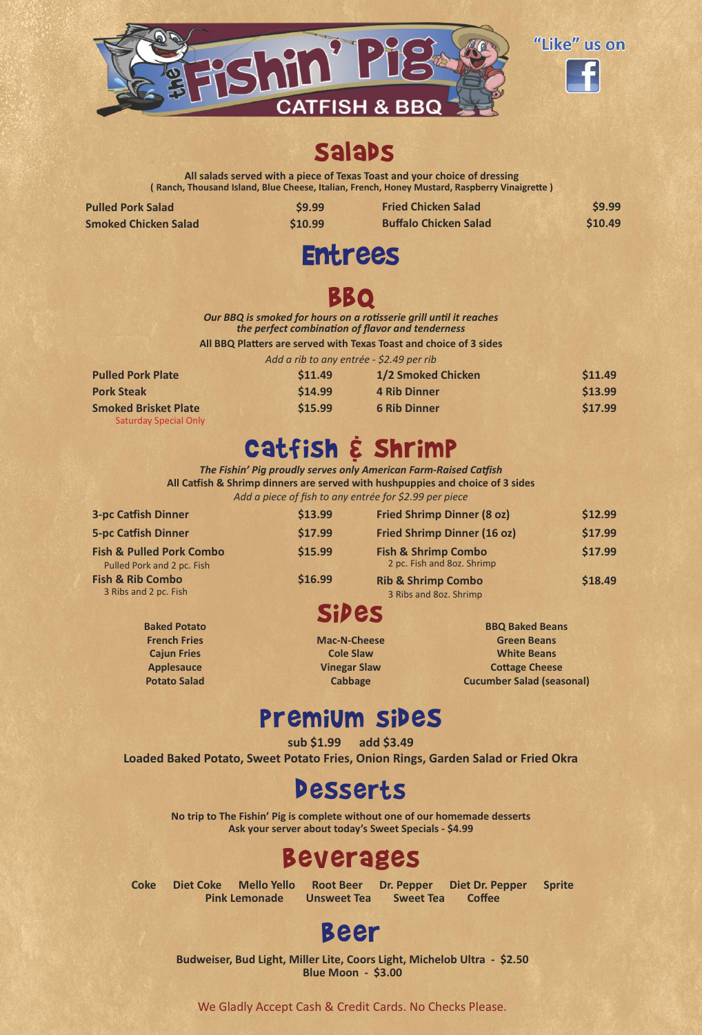# the Fishin' Pig

## CATFISH & BBQ

"Like" us on Facebook

## Salads

**All salads served with a piece of Texas Toast and your choice of dressing**
**( Ranch, Thousand Island, Blue Cheese, Italian, French, Honey Mustard, Raspberry Vinaigrette )**

| Item | Price | Item | Price |
|---|---|---|---|
| **Pulled Pork Salad** | **$9.99** | **Fried Chicken Salad** | **$9.99** |
| **Smoked Chicken Salad** | **$10.99** | **Buffalo Chicken Salad** | **$10.49** |

# Entrees

## BBQ

*Our BBQ is smoked for hours on a rotisserie grill until it reaches the perfect combination of flavor and tenderness*

**All BBQ Platters are served with Texas Toast and choice of 3 sides**

*Add a rib to any entrée - $2.49 per rib*

| Item | Price | Item | Price |
|---|---|---|---|
| **Pulled Pork Plate** | **$11.49** | **1/2 Smoked Chicken** | **$11.49** |
| **Pork Steak** | **$14.99** | **4 Rib Dinner** | **$13.99** |
| **Smoked Brisket Plate** (Saturday Special Only) | **$15.99** | **6 Rib Dinner** | **$17.99** |

## Catfish & Shrimp

*The Fishin' Pig proudly serves only American Farm-Raised Catfish*

**All Catfish & Shrimp dinners are served with hushpuppies and choice of 3 sides**

*Add a piece of fish to any entrée for $2.99 per piece*

| Item | Price | Item | Price |
|---|---|---|---|
| **3-pc Catfish Dinner** | **$13.99** | **Fried Shrimp Dinner (8 oz)** | **$12.99** |
| **5-pc Catfish Dinner** | **$17.99** | **Fried Shrimp Dinner (16 oz)** | **$17.99** |
| **Fish & Pulled Pork Combo** (Pulled Pork and 2 pc. Fish) | **$15.99** | **Fish & Shrimp Combo** (2 pc. Fish and 8oz. Shrimp) | **$17.99** |
| **Fish & Rib Combo** (3 Ribs and 2 pc. Fish) | **$16.99** | **Rib & Shrimp Combo** (3 Ribs and 8oz. Shrimp) | **$18.49** |

## Sides

| | | |
|---|---|---|
| **Baked Potato** | **Mac-N-Cheese** | **BBQ Baked Beans** |
| **French Fries** | **Cole Slaw** | **Green Beans** |
| **Cajun Fries** | **Vinegar Slaw** | **White Beans** |
| **Applesauce** | **Cabbage** | **Cottage Cheese** |
| **Potato Salad** | | **Cucumber Salad (seasonal)** |

## Premium Sides

**sub $1.99 add $3.49**

**Loaded Baked Potato, Sweet Potato Fries, Onion Rings, Garden Salad or Fried Okra**

## Desserts

**No trip to The Fishin' Pig is complete without one of our homemade desserts**
**Ask your server about today's Sweet Specials - $4.99**

## Beverages

**Coke Diet Coke Mello Yello Root Beer Dr. Pepper Diet Dr. Pepper Sprite**
**Pink Lemonade Unsweet Tea Sweet Tea Coffee**

## Beer

**Budweiser, Bud Light, Miller Lite, Coors Light, Michelob Ultra - $2.50**
**Blue Moon - $3.00**

We Gladly Accept Cash & Credit Cards. No Checks Please.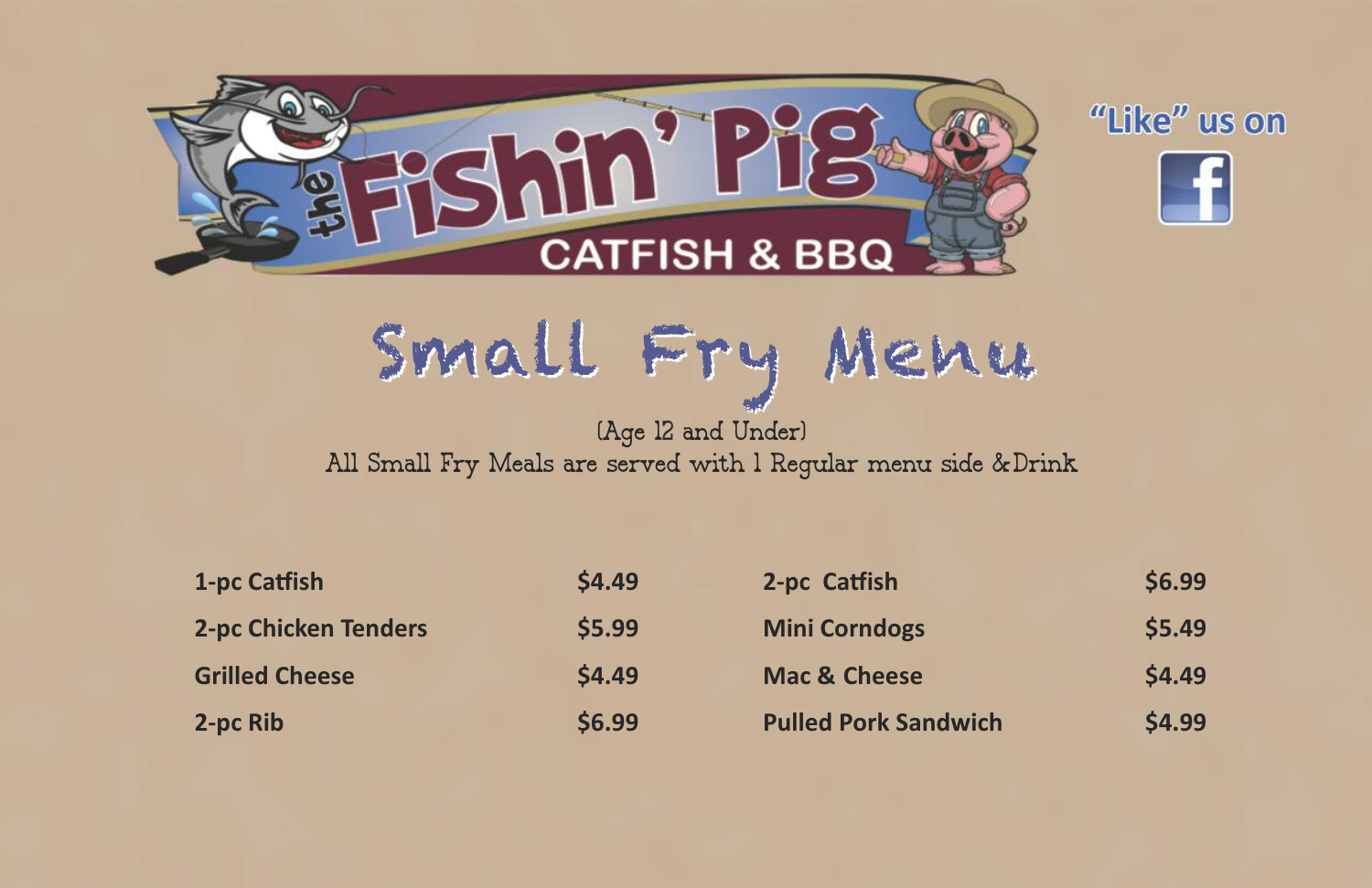the Fishin' Pig

CATFISH & BBQ

"Like" us on

# Small Fry Menu

(Age 12 and Under)

All Small Fry Meals are served with 1 Regular menu side & Drink

| Item | Price | Item | Price |
|---|---|---|---|
| **1-pc Catfish** | **$4.49** | **2-pc Catfish** | **$6.99** |
| **2-pc Chicken Tenders** | **$5.99** | **Mini Corndogs** | **$5.49** |
| **Grilled Cheese** | **$4.49** | **Mac & Cheese** | **$4.49** |
| **2-pc Rib** | **$6.99** | **Pulled Pork Sandwich** | **$4.99** |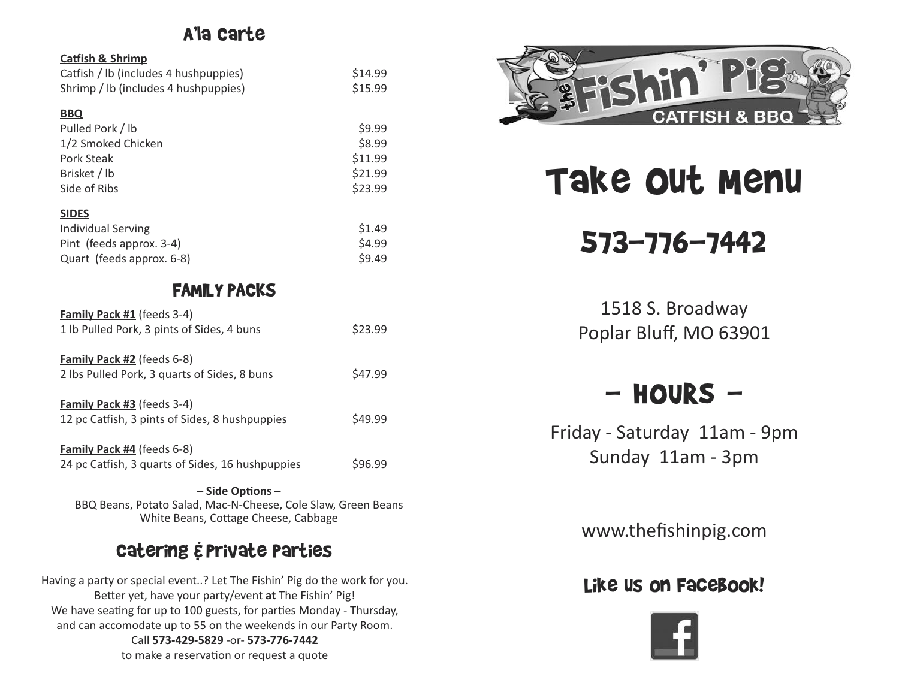## A'la Carte

**Catfish & Shrimp**

| | |
|---|---|
| Catfish / lb (includes 4 hushpuppies) | $14.99 |
| Shrimp / lb (includes 4 hushpuppies) | $15.99 |

**BBQ**

| | |
|---|---|
| Pulled Pork / lb | $9.99 |
| 1/2 Smoked Chicken | $8.99 |
| Pork Steak | $11.99 |
| Brisket / lb | $21.99 |
| Side of Ribs | $23.99 |

**SIDES**

| | |
|---|---|
| Individual Serving | $1.49 |
| Pint (feeds approx. 3-4) | $4.99 |
| Quart (feeds approx. 6-8) | $9.49 |

## FAMILY PACKS

**Family Pack #1** (feeds 3-4)
1 lb Pulled Pork, 3 pints of Sides, 4 buns — $23.99

**Family Pack #2** (feeds 6-8)
2 lbs Pulled Pork, 3 quarts of Sides, 8 buns — $47.99

**Family Pack #3** (feeds 3-4)
12 pc Catfish, 3 pints of Sides, 8 hushpuppies — $49.99

**Family Pack #4** (feeds 6-8)
24 pc Catfish, 3 quarts of Sides, 16 hushpuppies — $96.99

**– Side Options –**
BBQ Beans, Potato Salad, Mac-N-Cheese, Cole Slaw, Green Beans
White Beans, Cottage Cheese, Cabbage

## Catering & Private Parties

Having a party or special event..? Let The Fishin' Pig do the work for you.
Better yet, have your party/event **at** The Fishin' Pig!
We have seating for up to 100 guests, for parties Monday - Thursday,
and can accomodate up to 55 on the weekends in our Party Room.
Call **573-429-5829** -or- **573-776-7442**
to make a reservation or request a quote

The Fishin' Pig
CATFISH & BBQ

# Take Out Menu

## 573-776-7442

1518 S. Broadway
Poplar Bluff, MO 63901

## – HOURS –

Friday - Saturday 11am - 9pm
Sunday 11am - 3pm

www.thefishinpig.com

### Like us on Facebook!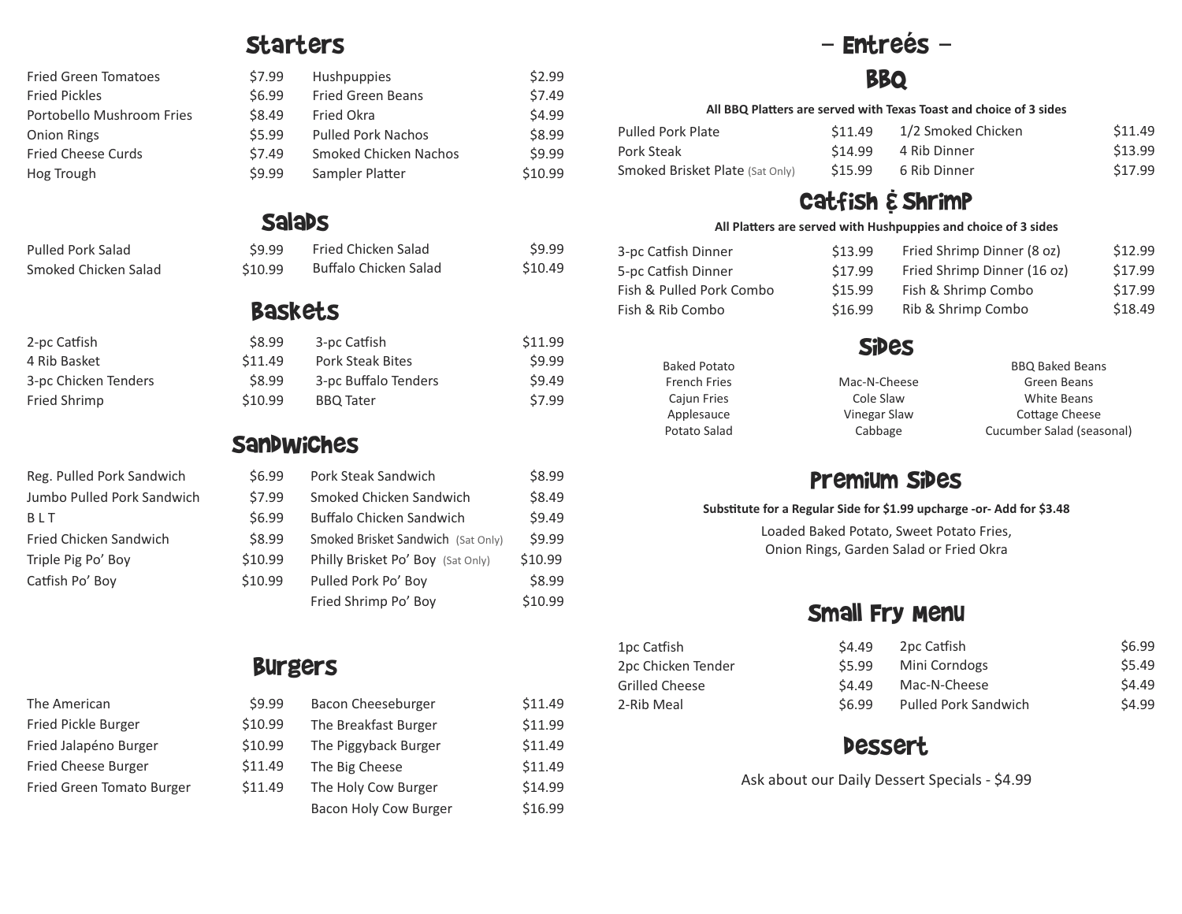## Starters

| | | | |
|---|---|---|---|
| Fried Green Tomatoes | $7.99 | Hushpuppies | $2.99 |
| Fried Pickles | $6.99 | Fried Green Beans | $7.49 |
| Portobello Mushroom Fries | $8.49 | Fried Okra | $4.99 |
| Onion Rings | $5.99 | Pulled Pork Nachos | $8.99 |
| Fried Cheese Curds | $7.49 | Smoked Chicken Nachos | $9.99 |
| Hog Trough | $9.99 | Sampler Platter | $10.99 |

## Salads

| | | | |
|---|---|---|---|
| Pulled Pork Salad | $9.99 | Fried Chicken Salad | $9.99 |
| Smoked Chicken Salad | $10.99 | Buffalo Chicken Salad | $10.49 |

## Baskets

| | | | |
|---|---|---|---|
| 2-pc Catfish | $8.99 | 3-pc Catfish | $11.99 |
| 4 Rib Basket | $11.49 | Pork Steak Bites | $9.99 |
| 3-pc Chicken Tenders | $8.99 | 3-pc Buffalo Tenders | $9.49 |
| Fried Shrimp | $10.99 | BBQ Tater | $7.99 |

## Sandwiches

| | | | |
|---|---|---|---|
| Reg. Pulled Pork Sandwich | $6.99 | Pork Steak Sandwich | $8.99 |
| Jumbo Pulled Pork Sandwich | $7.99 | Smoked Chicken Sandwich | $8.49 |
| B L T | $6.99 | Buffalo Chicken Sandwich | $9.49 |
| Fried Chicken Sandwich | $8.99 | Smoked Brisket Sandwich (Sat Only) | $9.99 |
| Triple Pig Po' Boy | $10.99 | Philly Brisket Po' Boy (Sat Only) | $10.99 |
| Catfish Po' Boy | $10.99 | Pulled Pork Po' Boy | $8.99 |
| | | Fried Shrimp Po' Boy | $10.99 |

## Burgers

| | | | |
|---|---|---|---|
| The American | $9.99 | Bacon Cheeseburger | $11.49 |
| Fried Pickle Burger | $10.99 | The Breakfast Burger | $11.99 |
| Fried Jalapéno Burger | $10.99 | The Piggyback Burger | $11.49 |
| Fried Cheese Burger | $11.49 | The Big Cheese | $11.49 |
| Fried Green Tomato Burger | $11.49 | The Holy Cow Burger | $14.99 |
| | | Bacon Holy Cow Burger | $16.99 |

# – Entreés –

## BBQ

**All BBQ Platters are served with Texas Toast and choice of 3 sides**

| | | | |
|---|---|---|---|
| Pulled Pork Plate | $11.49 | 1/2 Smoked Chicken | $11.49 |
| Pork Steak | $14.99 | 4 Rib Dinner | $13.99 |
| Smoked Brisket Plate (Sat Only) | $15.99 | 6 Rib Dinner | $17.99 |

## Catfish & Shrimp

**All Platters are served with Hushpuppies and choice of 3 sides**

| | | | |
|---|---|---|---|
| 3-pc Catfish Dinner | $13.99 | Fried Shrimp Dinner (8 oz) | $12.99 |
| 5-pc Catfish Dinner | $17.99 | Fried Shrimp Dinner (16 oz) | $17.99 |
| Fish & Pulled Pork Combo | $15.99 | Fish & Shrimp Combo | $17.99 |
| Fish & Rib Combo | $16.99 | Rib & Shrimp Combo | $18.49 |

## Sides

| | | |
|---|---|---|
| Baked Potato | Mac-N-Cheese | BBQ Baked Beans |
| French Fries | Cole Slaw | Green Beans |
| Cajun Fries | Vinegar Slaw | White Beans |
| Applesauce | Cabbage | Cottage Cheese |
| Potato Salad | | Cucumber Salad (seasonal) |

## Premium Sides

**Substitute for a Regular Side for $1.99 upcharge -or- Add for $3.48**

Loaded Baked Potato, Sweet Potato Fries, Onion Rings, Garden Salad or Fried Okra

## Small Fry Menu

| | | | |
|---|---|---|---|
| 1pc Catfish | $4.49 | 2pc Catfish | $6.99 |
| 2pc Chicken Tender | $5.99 | Mini Corndogs | $5.49 |
| Grilled Cheese | $4.49 | Mac-N-Cheese | $4.49 |
| 2-Rib Meal | $6.99 | Pulled Pork Sandwich | $4.99 |

## Dessert

Ask about our Daily Dessert Specials - $4.99